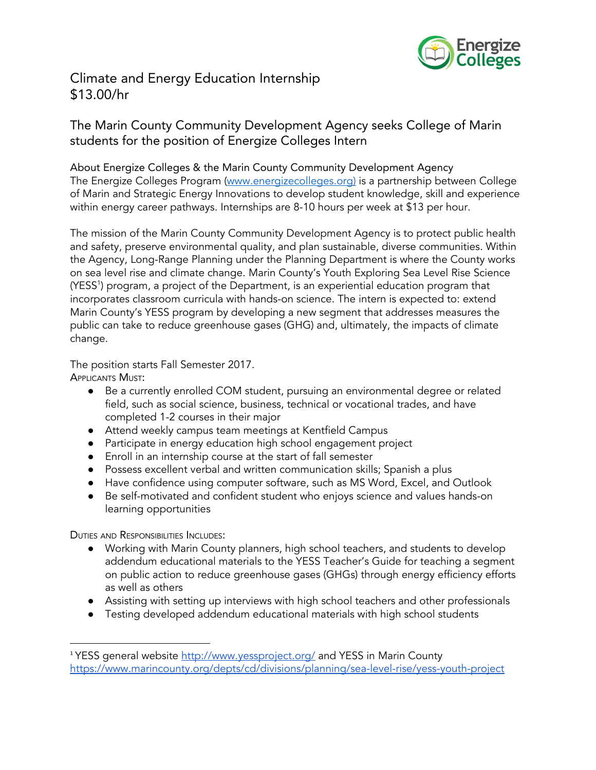# Climate and Energy Education Internship
# $13.00/hr

## The Marin County Community Development Agency seeks College of Marin students for the position of Energize Colleges Intern

### About Energize Colleges & the Marin County Community Development Agency

The Energize Colleges Program ([www.energizecolleges.org)](www.energizecolleges.org) is a partnership between College of Marin and Strategic Energy Innovations to develop student knowledge, skill and experience within energy career pathways. Internships are 8-10 hours per week at $13 per hour.

The mission of the Marin County Community Development Agency is to protect public health and safety, preserve environmental quality, and plan sustainable, diverse communities. Within the Agency, Long-Range Planning under the Planning Department is where the County works on sea level rise and climate change. Marin County's Youth Exploring Sea Level Rise Science (YESS[1]) program, a project of the Department, is an experiential education program that incorporates classroom curricula with hands-on science. The intern is expected to: extend Marin County's YESS program by developing a new segment that addresses measures the public can take to reduce greenhouse gases (GHG) and, ultimately, the impacts of climate change.

The position starts Fall Semester 2017.

APPLICANTS MUST:

- Be a currently enrolled COM student, pursuing an environmental degree or related field, such as social science, business, technical or vocational trades, and have completed 1-2 courses in their major
- Attend weekly campus team meetings at Kentfield Campus
- Participate in energy education high school engagement project
- Enroll in an internship course at the start of fall semester
- Possess excellent verbal and written communication skills; Spanish a plus
- Have confidence using computer software, such as MS Word, Excel, and Outlook
- Be self-motivated and confident student who enjoys science and values hands-on learning opportunities

DUTIES AND RESPONSIBILITIES INCLUDES:

- Working with Marin County planners, high school teachers, and students to develop addendum educational materials to the YESS Teacher's Guide for teaching a segment on public action to reduce greenhouse gases (GHGs) through energy efficiency efforts as well as others
- Assisting with setting up interviews with high school teachers and other professionals
- Testing developed addendum educational materials with high school students

---

[1] YESS general website http://www.yessproject.org/ and YESS in Marin County https://www.marincounty.org/depts/cd/divisions/planning/sea-level-rise/yess-youth-project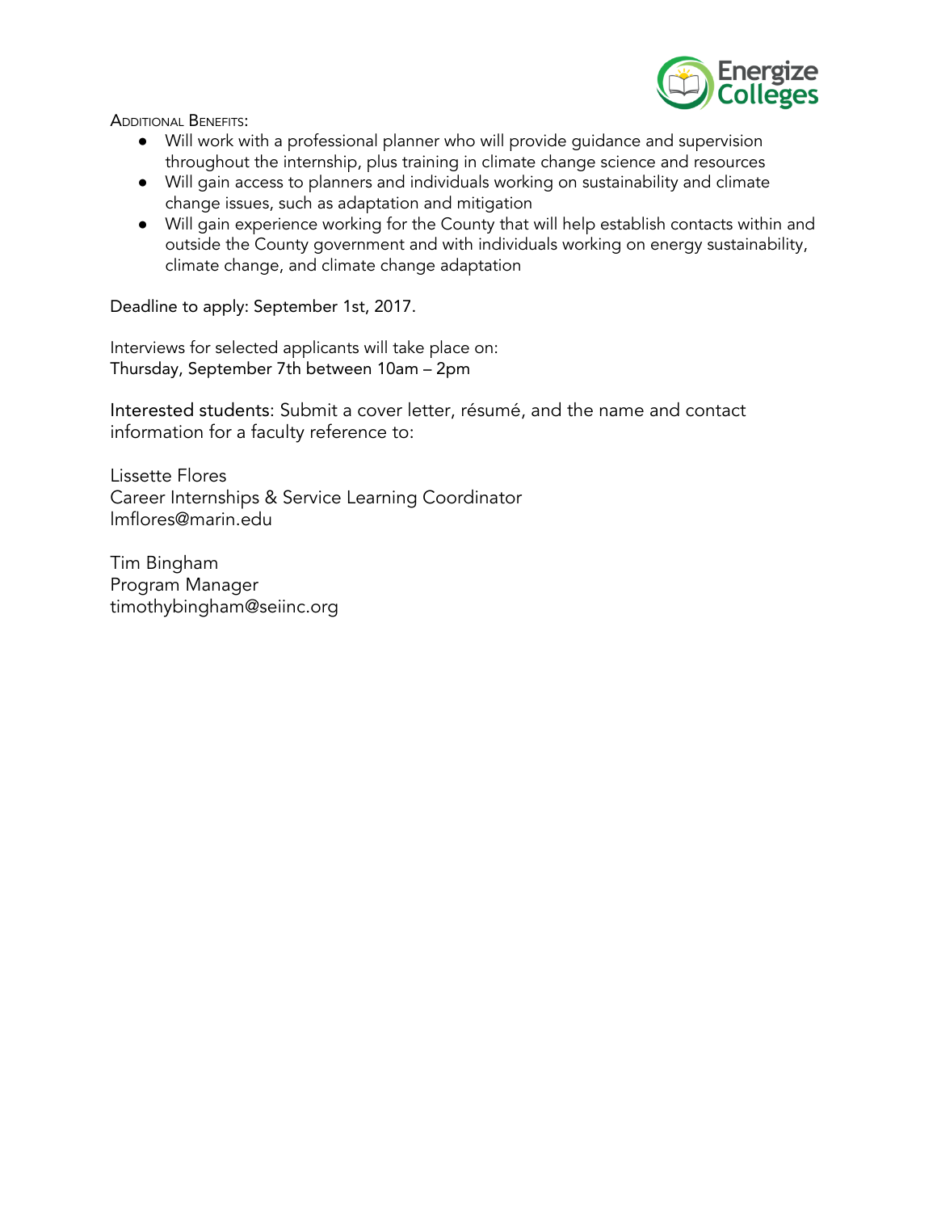Additional Benefits:

- Will work with a professional planner who will provide guidance and supervision throughout the internship, plus training in climate change science and resources
- Will gain access to planners and individuals working on sustainability and climate change issues, such as adaptation and mitigation
- Will gain experience working for the County that will help establish contacts within and outside the County government and with individuals working on energy sustainability, climate change, and climate change adaptation

Deadline to apply: September 1st, 2017.

Interviews for selected applicants will take place on:
Thursday, September 7th between 10am – 2pm

Interested students: Submit a cover letter, résumé, and the name and contact information for a faculty reference to:

Lissette Flores
Career Internships & Service Learning Coordinator
lmflores@marin.edu

Tim Bingham
Program Manager
timothybingham@seiinc.org